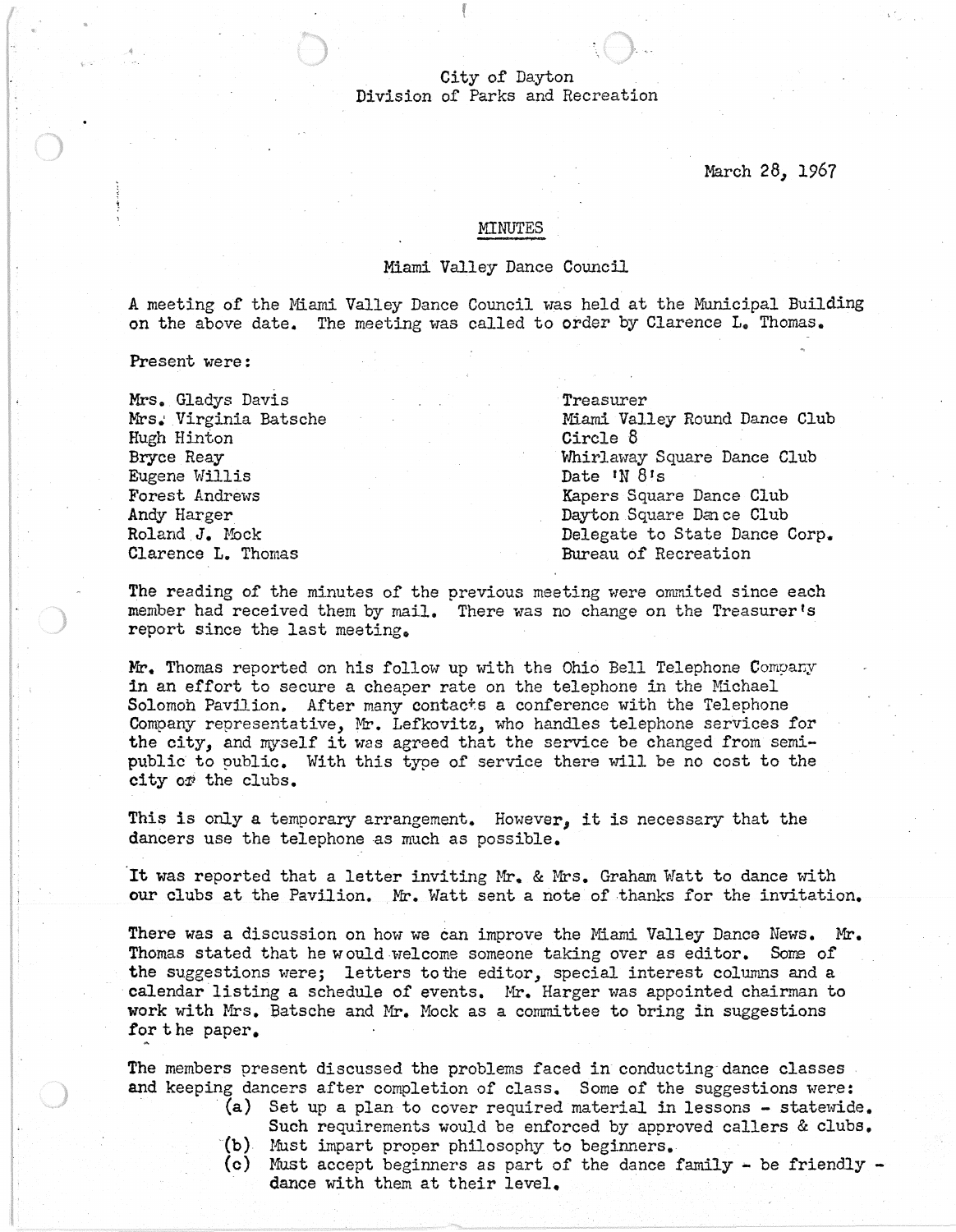City of Dayton
Division of Parks and Recreation

March 28, 1967

## MINUTES

### Miami Valley Dance Council

A meeting of the Miami Valley Dance Council was held at the Municipal Building on the above date. The meeting was called to order by Clarence L. Thomas.

Present were:

| | |
|---|---|
| Mrs. Gladys Davis | Treasurer |
| Mrs. Virginia Batsche | Miami Valley Round Dance Club |
| Hugh Hinton | Circle 8 |
| Bryce Reay | Whirlaway Square Dance Club |
| Eugene Willis | Date 'N 8's |
| Forest Andrews | Kapers Square Dance Club |
| Andy Harger | Dayton Square Dance Club |
| Roland J. Mock | Delegate to State Dance Corp. |
| Clarence L. Thomas | Bureau of Recreation |

The reading of the minutes of the previous meeting were ommited since each member had received them by mail. There was no change on the Treasurer's report since the last meeting.

Mr. Thomas reported on his follow up with the Ohio Bell Telephone Company in an effort to secure a cheaper rate on the telephone in the Michael Solomon Pavilion. After many contacts a conference with the Telephone Company representative, Mr. Lefkovitz, who handles telephone services for the city, and myself it was agreed that the service be changed from semi-public to public. With this type of service there will be no cost to the city or the clubs.

This is only a temporary arrangement. However, it is necessary that the dancers use the telephone as much as possible.

It was reported that a letter inviting Mr. & Mrs. Graham Watt to dance with our clubs at the Pavilion. Mr. Watt sent a note of thanks for the invitation.

There was a discussion on how we can improve the Miami Valley Dance News. Mr. Thomas stated that he would welcome someone taking over as editor. Some of the suggestions were; letters to the editor, special interest columns and a calendar listing a schedule of events. Mr. Harger was appointed chairman to work with Mrs. Batsche and Mr. Mock as a committee to bring in suggestions for the paper.

The members present discussed the problems faced in conducting dance classes and keeping dancers after completion of class. Some of the suggestions were:

(a) Set up a plan to cover required material in lessons - statewide. Such requirements would be enforced by approved callers & clubs.
(b) Must impart proper philosophy to beginners.
(c) Must accept beginners as part of the dance family - be friendly - dance with them at their level.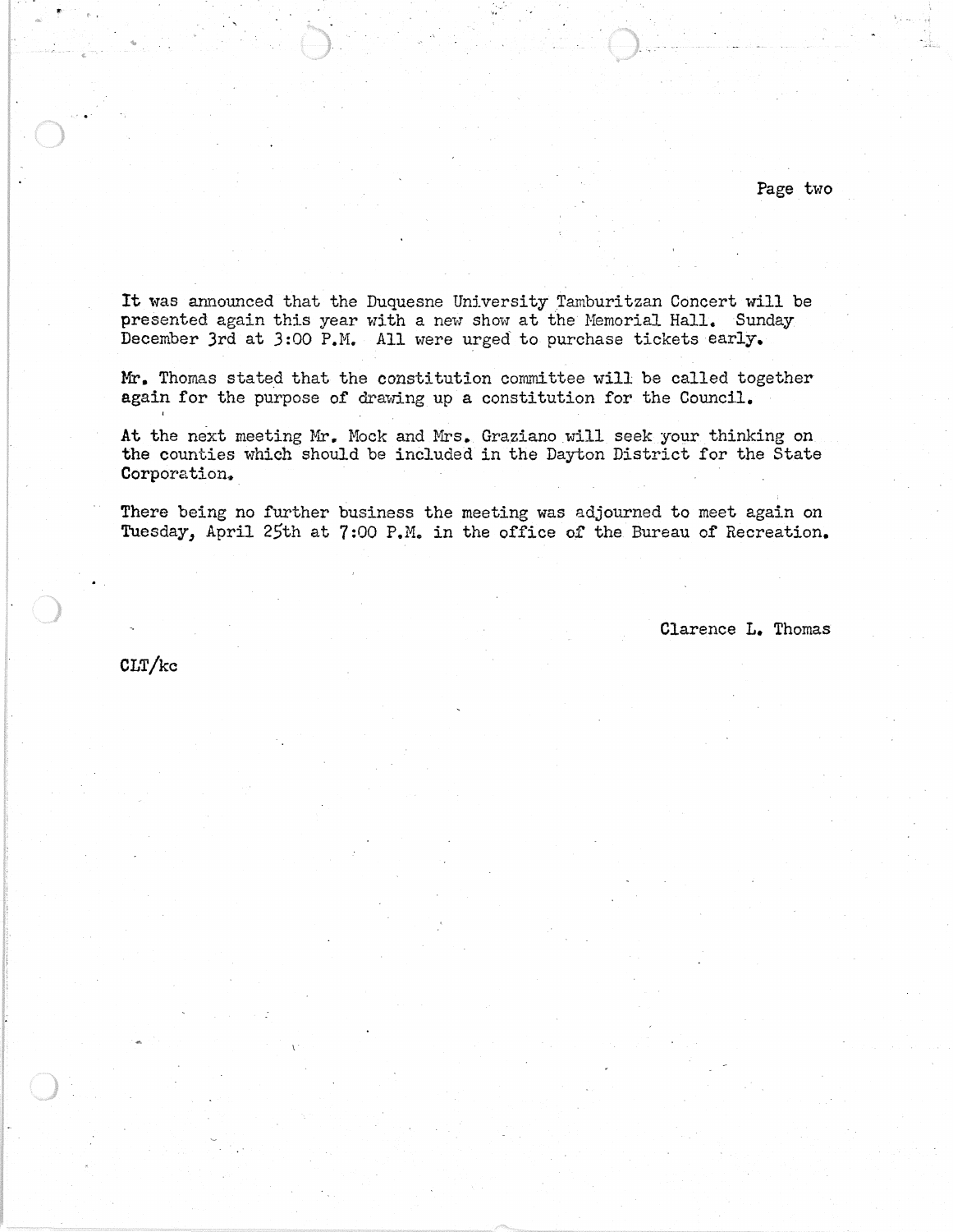It was announced that the Duquesne University Tamburitzan Concert will be presented again this year with a new show at the Memorial Hall. Sunday December 3rd at 3:00 P.M. All were urged to purchase tickets early.

Mr. Thomas stated that the constitution committee will be called together again for the purpose of drawing up a constitution for the Council.

At the next meeting Mr. Mock and Mrs. Graziano will seek your thinking on the counties which should be included in the Dayton District for the State Corporation.

There being no further business the meeting was adjourned to meet again on Tuesday, April 25th at 7:00 P.M. in the office of the Bureau of Recreation.

Clarence L. Thomas

CLT/kc